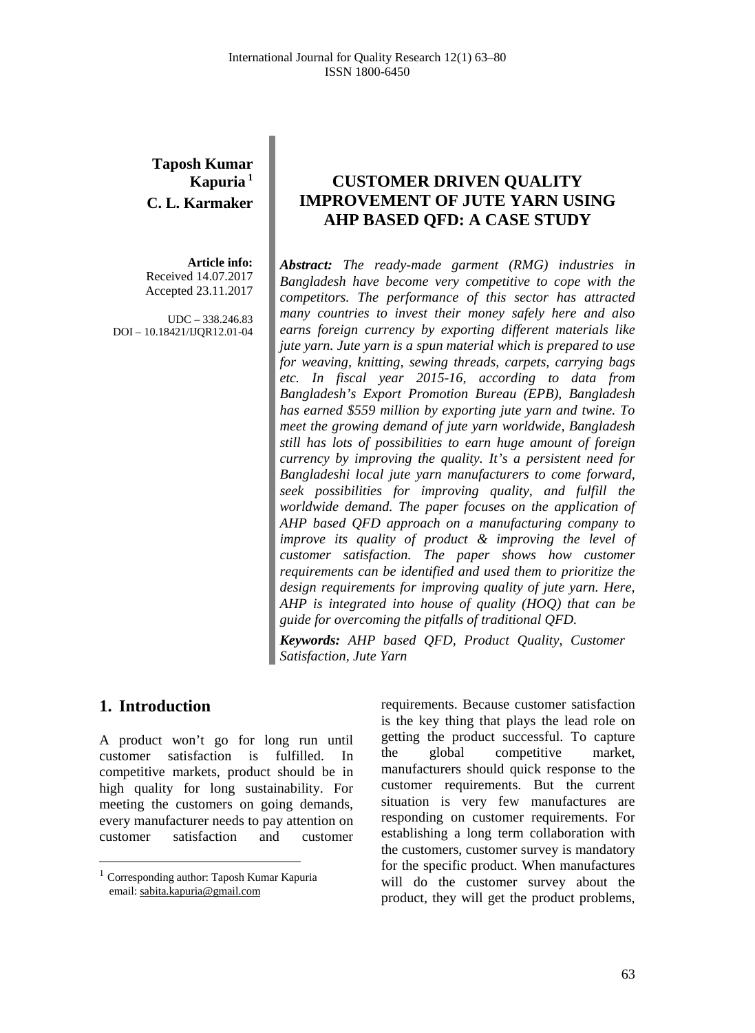**Taposh Kumar Kapuria** [1]
**C. L. Karmaker**

**Article info:**
Received 14.07.2017
Accepted 23.11.2017

UDC – 338.246.83
DOI – 10.18421/IJQR12.01-04

# CUSTOMER DRIVEN QUALITY IMPROVEMENT OF JUTE YARN USING AHP BASED QFD: A CASE STUDY

***Abstract:*** *The ready-made garment (RMG) industries in Bangladesh have become very competitive to cope with the competitors. The performance of this sector has attracted many countries to invest their money safely here and also earns foreign currency by exporting different materials like jute yarn. Jute yarn is a spun material which is prepared to use for weaving, knitting, sewing threads, carpets, carrying bags etc. In fiscal year 2015-16, according to data from Bangladesh's Export Promotion Bureau (EPB), Bangladesh has earned \$559 million by exporting jute yarn and twine. To meet the growing demand of jute yarn worldwide, Bangladesh still has lots of possibilities to earn huge amount of foreign currency by improving the quality. It's a persistent need for Bangladeshi local jute yarn manufacturers to come forward, seek possibilities for improving quality, and fulfill the worldwide demand. The paper focuses on the application of AHP based QFD approach on a manufacturing company to improve its quality of product & improving the level of customer satisfaction. The paper shows how customer requirements can be identified and used them to prioritize the design requirements for improving quality of jute yarn. Here, AHP is integrated into house of quality (HOQ) that can be guide for overcoming the pitfalls of traditional QFD.*

***Keywords:*** *AHP based QFD, Product Quality, Customer Satisfaction, Jute Yarn*

## 1. Introduction

A product won't go for long run until customer satisfaction is fulfilled. In competitive markets, product should be in high quality for long sustainability. For meeting the customers on going demands, every manufacturer needs to pay attention on customer satisfaction and customer requirements. Because customer satisfaction is the key thing that plays the lead role on getting the product successful. To capture the global competitive market, manufacturers should quick response to the customer requirements. But the current situation is very few manufactures are responding on customer requirements. For establishing a long term collaboration with the customers, customer survey is mandatory for the specific product. When manufactures will do the customer survey about the product, they will get the product problems,

[1] Corresponding author: Taposh Kumar Kapuria
email: sabita.kapuria@gmail.com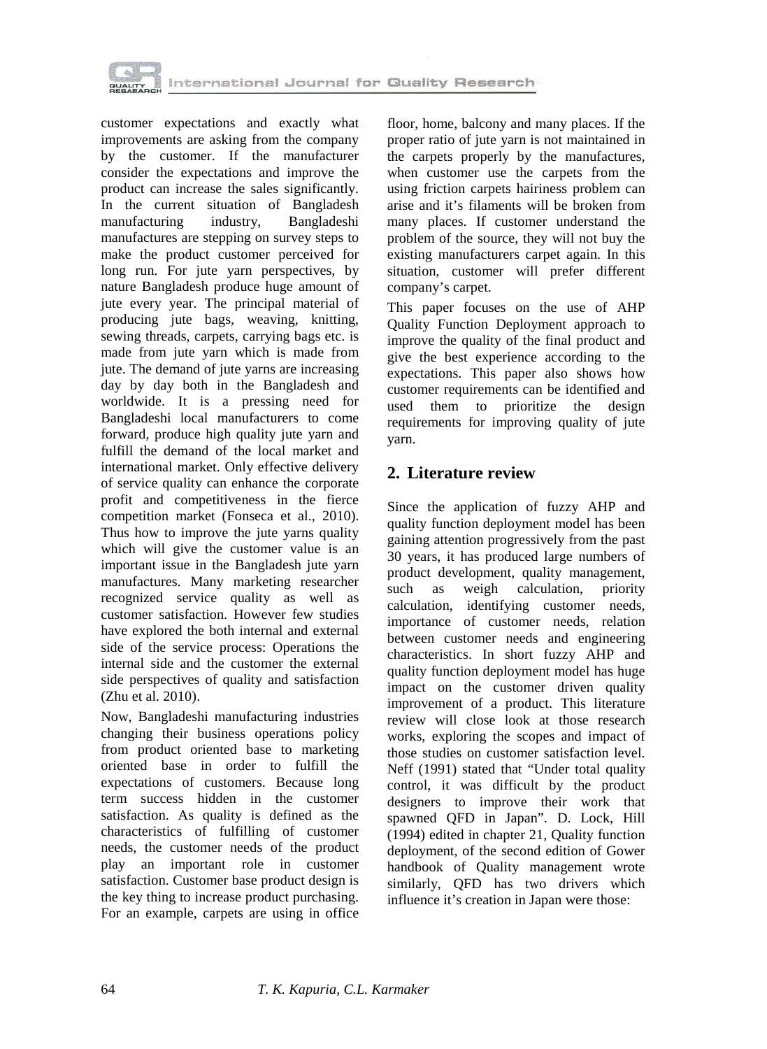customer expectations and exactly what improvements are asking from the company by the customer. If the manufacturer consider the expectations and improve the product can increase the sales significantly. In the current situation of Bangladesh manufacturing industry, Bangladeshi manufactures are stepping on survey steps to make the product customer perceived for long run. For jute yarn perspectives, by nature Bangladesh produce huge amount of jute every year. The principal material of producing jute bags, weaving, knitting, sewing threads, carpets, carrying bags etc. is made from jute yarn which is made from jute. The demand of jute yarns are increasing day by day both in the Bangladesh and worldwide. It is a pressing need for Bangladeshi local manufacturers to come forward, produce high quality jute yarn and fulfill the demand of the local market and international market. Only effective delivery of service quality can enhance the corporate profit and competitiveness in the fierce competition market (Fonseca et al., 2010). Thus how to improve the jute yarns quality which will give the customer value is an important issue in the Bangladesh jute yarn manufactures. Many marketing researcher recognized service quality as well as customer satisfaction. However few studies have explored the both internal and external side of the service process: Operations the internal side and the customer the external side perspectives of quality and satisfaction (Zhu et al. 2010).

Now, Bangladeshi manufacturing industries changing their business operations policy from product oriented base to marketing oriented base in order to fulfill the expectations of customers. Because long term success hidden in the customer satisfaction. As quality is defined as the characteristics of fulfilling of customer needs, the customer needs of the product play an important role in customer satisfaction. Customer base product design is the key thing to increase product purchasing. For an example, carpets are using in office floor, home, balcony and many places. If the proper ratio of jute yarn is not maintained in the carpets properly by the manufactures, when customer use the carpets from the using friction carpets hairiness problem can arise and it's filaments will be broken from many places. If customer understand the problem of the source, they will not buy the existing manufacturers carpet again. In this situation, customer will prefer different company's carpet.

This paper focuses on the use of AHP Quality Function Deployment approach to improve the quality of the final product and give the best experience according to the expectations. This paper also shows how customer requirements can be identified and used them to prioritize the design requirements for improving quality of jute yarn.

## 2. Literature review

Since the application of fuzzy AHP and quality function deployment model has been gaining attention progressively from the past 30 years, it has produced large numbers of product development, quality management, such as weigh calculation, priority calculation, identifying customer needs, importance of customer needs, relation between customer needs and engineering characteristics. In short fuzzy AHP and quality function deployment model has huge impact on the customer driven quality improvement of a product. This literature review will close look at those research works, exploring the scopes and impact of those studies on customer satisfaction level. Neff (1991) stated that "Under total quality control, it was difficult by the product designers to improve their work that spawned QFD in Japan". D. Lock, Hill (1994) edited in chapter 21, Quality function deployment, of the second edition of Gower handbook of Quality management wrote similarly, QFD has two drivers which influence it's creation in Japan were those: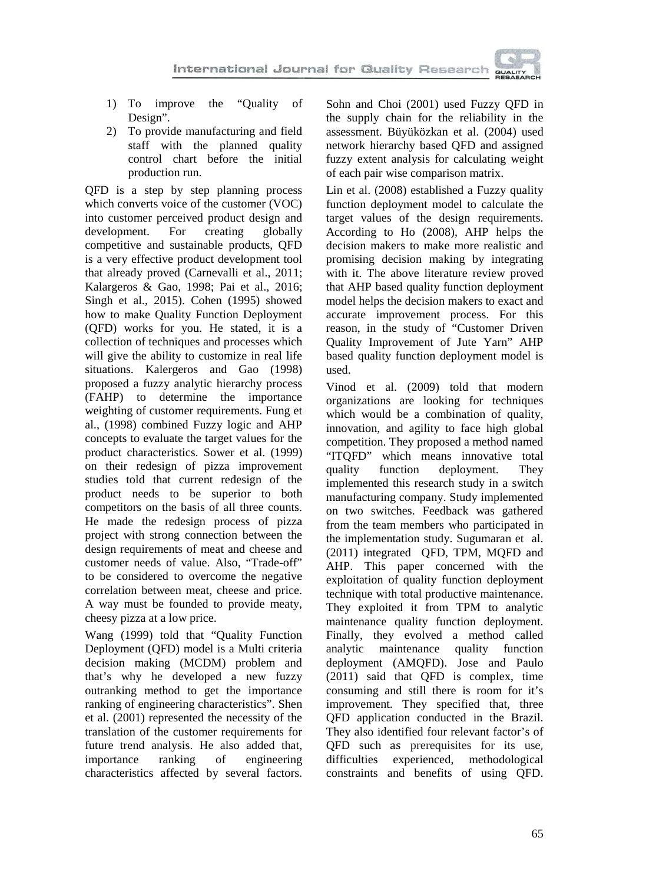1) To improve the “Quality of Design”.
2) To provide manufacturing and field staff with the planned quality control chart before the initial production run.

QFD is a step by step planning process which converts voice of the customer (VOC) into customer perceived product design and development. For creating globally competitive and sustainable products, QFD is a very effective product development tool that already proved (Carnevalli et al., 2011; Kalargeros & Gao, 1998; Pai et al., 2016; Singh et al., 2015). Cohen (1995) showed how to make Quality Function Deployment (QFD) works for you. He stated, it is a collection of techniques and processes which will give the ability to customize in real life situations. Kalergeros and Gao (1998) proposed a fuzzy analytic hierarchy process (FAHP) to determine the importance weighting of customer requirements. Fung et al., (1998) combined Fuzzy logic and AHP concepts to evaluate the target values for the product characteristics. Sower et al. (1999) on their redesign of pizza improvement studies told that current redesign of the product needs to be superior to both competitors on the basis of all three counts. He made the redesign process of pizza project with strong connection between the design requirements of meat and cheese and customer needs of value. Also, “Trade-off” to be considered to overcome the negative correlation between meat, cheese and price. A way must be founded to provide meaty, cheesy pizza at a low price.

Wang (1999) told that “Quality Function Deployment (QFD) model is a Multi criteria decision making (MCDM) problem and that’s why he developed a new fuzzy outranking method to get the importance ranking of engineering characteristics”. Shen et al. (2001) represented the necessity of the translation of the customer requirements for future trend analysis. He also added that, importance ranking of engineering characteristics affected by several factors. Sohn and Choi (2001) used Fuzzy QFD in the supply chain for the reliability in the assessment. Büyüközkan et al. (2004) used network hierarchy based QFD and assigned fuzzy extent analysis for calculating weight of each pair wise comparison matrix.

Lin et al. (2008) established a Fuzzy quality function deployment model to calculate the target values of the design requirements. According to Ho (2008), AHP helps the decision makers to make more realistic and promising decision making by integrating with it. The above literature review proved that AHP based quality function deployment model helps the decision makers to exact and accurate improvement process. For this reason, in the study of “Customer Driven Quality Improvement of Jute Yarn” AHP based quality function deployment model is used.

Vinod et al. (2009) told that modern organizations are looking for techniques which would be a combination of quality, innovation, and agility to face high global competition. They proposed a method named “ITQFD” which means innovative total quality function deployment. They implemented this research study in a switch manufacturing company. Study implemented on two switches. Feedback was gathered from the team members who participated in the implementation study. Sugumaran et al. (2011) integrated QFD, TPM, MQFD and AHP. This paper concerned with the exploitation of quality function deployment technique with total productive maintenance. They exploited it from TPM to analytic maintenance quality function deployment. Finally, they evolved a method called analytic maintenance quality function deployment (AMQFD). Jose and Paulo (2011) said that QFD is complex, time consuming and still there is room for it’s improvement. They specified that, three QFD application conducted in the Brazil. They also identified four relevant factor’s of QFD such as prerequisites for its use, difficulties experienced, methodological constraints and benefits of using QFD.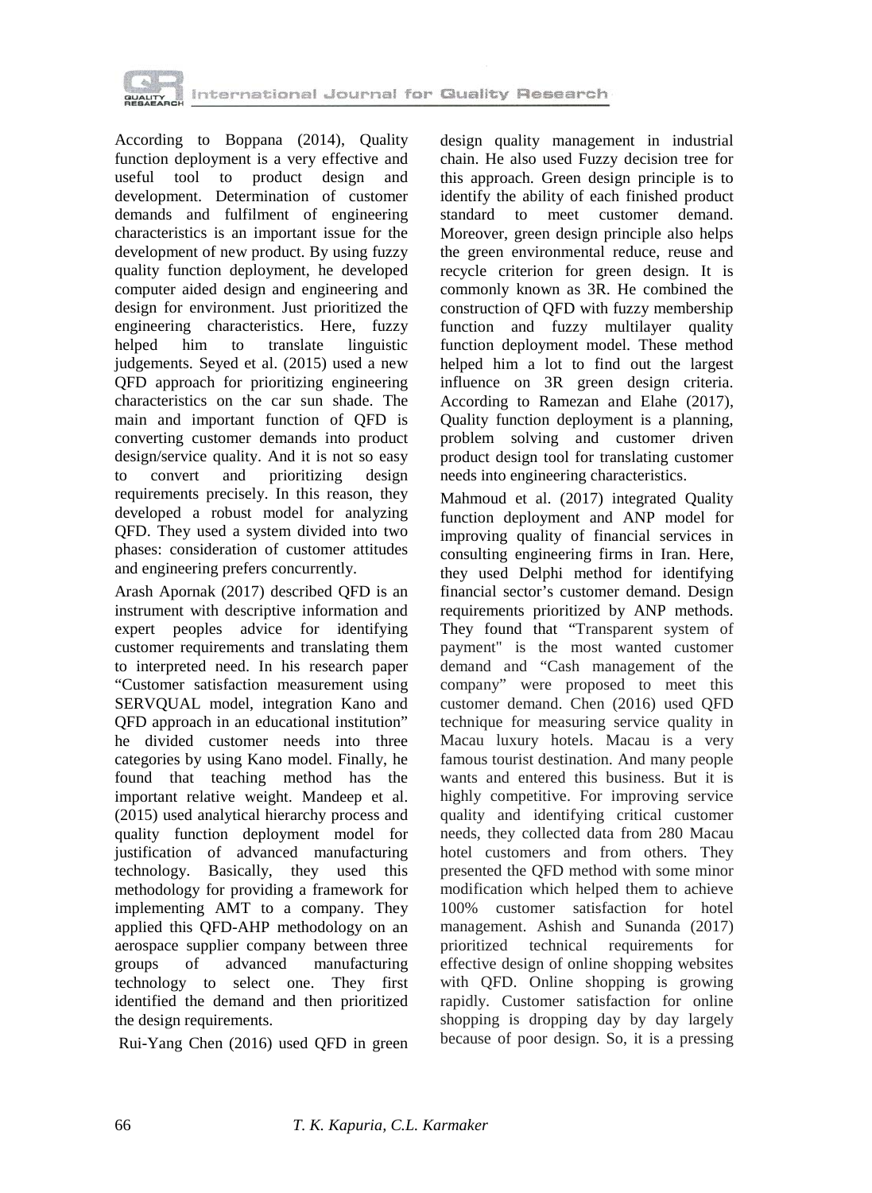According to Boppana (2014), Quality function deployment is a very effective and useful tool to product design and development. Determination of customer demands and fulfilment of engineering characteristics is an important issue for the development of new product. By using fuzzy quality function deployment, he developed computer aided design and engineering and design for environment. Just prioritized the engineering characteristics. Here, fuzzy helped him to translate linguistic judgements. Seyed et al. (2015) used a new QFD approach for prioritizing engineering characteristics on the car sun shade. The main and important function of QFD is converting customer demands into product design/service quality. And it is not so easy to convert and prioritizing design requirements precisely. In this reason, they developed a robust model for analyzing QFD. They used a system divided into two phases: consideration of customer attitudes and engineering prefers concurrently.

Arash Apornak (2017) described QFD is an instrument with descriptive information and expert peoples advice for identifying customer requirements and translating them to interpreted need. In his research paper "Customer satisfaction measurement using SERVQUAL model, integration Kano and QFD approach in an educational institution" he divided customer needs into three categories by using Kano model. Finally, he found that teaching method has the important relative weight. Mandeep et al. (2015) used analytical hierarchy process and quality function deployment model for justification of advanced manufacturing technology. Basically, they used this methodology for providing a framework for implementing AMT to a company. They applied this QFD-AHP methodology on an aerospace supplier company between three groups of advanced manufacturing technology to select one. They first identified the demand and then prioritized the design requirements.

Rui-Yang Chen (2016) used QFD in green design quality management in industrial chain. He also used Fuzzy decision tree for this approach. Green design principle is to identify the ability of each finished product standard to meet customer demand. Moreover, green design principle also helps the green environmental reduce, reuse and recycle criterion for green design. It is commonly known as 3R. He combined the construction of QFD with fuzzy membership function and fuzzy multilayer quality function deployment model. These method helped him a lot to find out the largest influence on 3R green design criteria. According to Ramezan and Elahe (2017), Quality function deployment is a planning, problem solving and customer driven product design tool for translating customer needs into engineering characteristics.

Mahmoud et al. (2017) integrated Quality function deployment and ANP model for improving quality of financial services in consulting engineering firms in Iran. Here, they used Delphi method for identifying financial sector's customer demand. Design requirements prioritized by ANP methods. They found that "Transparent system of payment" is the most wanted customer demand and "Cash management of the company" were proposed to meet this customer demand. Chen (2016) used QFD technique for measuring service quality in Macau luxury hotels. Macau is a very famous tourist destination. And many people wants and entered this business. But it is highly competitive. For improving service quality and identifying critical customer needs, they collected data from 280 Macau hotel customers and from others. They presented the QFD method with some minor modification which helped them to achieve 100% customer satisfaction for hotel management. Ashish and Sunanda (2017) prioritized technical requirements for effective design of online shopping websites with QFD. Online shopping is growing rapidly. Customer satisfaction for online shopping is dropping day by day largely because of poor design. So, it is a pressing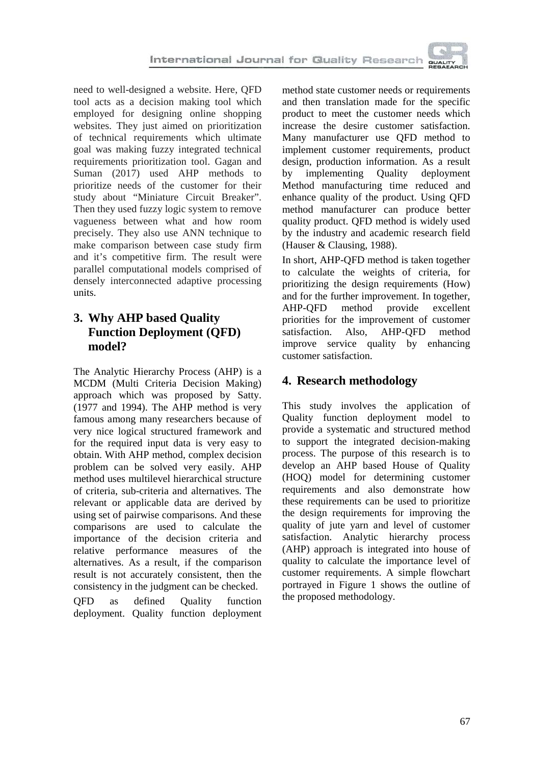need to well-designed a website. Here, QFD tool acts as a decision making tool which employed for designing online shopping websites. They just aimed on prioritization of technical requirements which ultimate goal was making fuzzy integrated technical requirements prioritization tool. Gagan and Suman (2017) used AHP methods to prioritize needs of the customer for their study about "Miniature Circuit Breaker". Then they used fuzzy logic system to remove vagueness between what and how room precisely. They also use ANN technique to make comparison between case study firm and it's competitive firm. The result were parallel computational models comprised of densely interconnected adaptive processing units.

## 3. Why AHP based Quality Function Deployment (QFD) model?

The Analytic Hierarchy Process (AHP) is a MCDM (Multi Criteria Decision Making) approach which was proposed by Satty. (1977 and 1994). The AHP method is very famous among many researchers because of very nice logical structured framework and for the required input data is very easy to obtain. With AHP method, complex decision problem can be solved very easily. AHP method uses multilevel hierarchical structure of criteria, sub-criteria and alternatives. The relevant or applicable data are derived by using set of pairwise comparisons. And these comparisons are used to calculate the importance of the decision criteria and relative performance measures of the alternatives. As a result, if the comparison result is not accurately consistent, then the consistency in the judgment can be checked.

QFD as defined Quality function deployment. Quality function deployment method state customer needs or requirements and then translation made for the specific product to meet the customer needs which increase the desire customer satisfaction. Many manufacturer use QFD method to implement customer requirements, product design, production information. As a result by implementing Quality deployment Method manufacturing time reduced and enhance quality of the product. Using QFD method manufacturer can produce better quality product. QFD method is widely used by the industry and academic research field (Hauser & Clausing, 1988).

In short, AHP-QFD method is taken together to calculate the weights of criteria, for prioritizing the design requirements (How) and for the further improvement. In together, AHP-QFD method provide excellent priorities for the improvement of customer satisfaction. Also, AHP-QFD method improve service quality by enhancing customer satisfaction.

## 4. Research methodology

This study involves the application of Quality function deployment model to provide a systematic and structured method to support the integrated decision-making process. The purpose of this research is to develop an AHP based House of Quality (HOQ) model for determining customer requirements and also demonstrate how these requirements can be used to prioritize the design requirements for improving the quality of jute yarn and level of customer satisfaction. Analytic hierarchy process (AHP) approach is integrated into house of quality to calculate the importance level of customer requirements. A simple flowchart portrayed in Figure 1 shows the outline of the proposed methodology.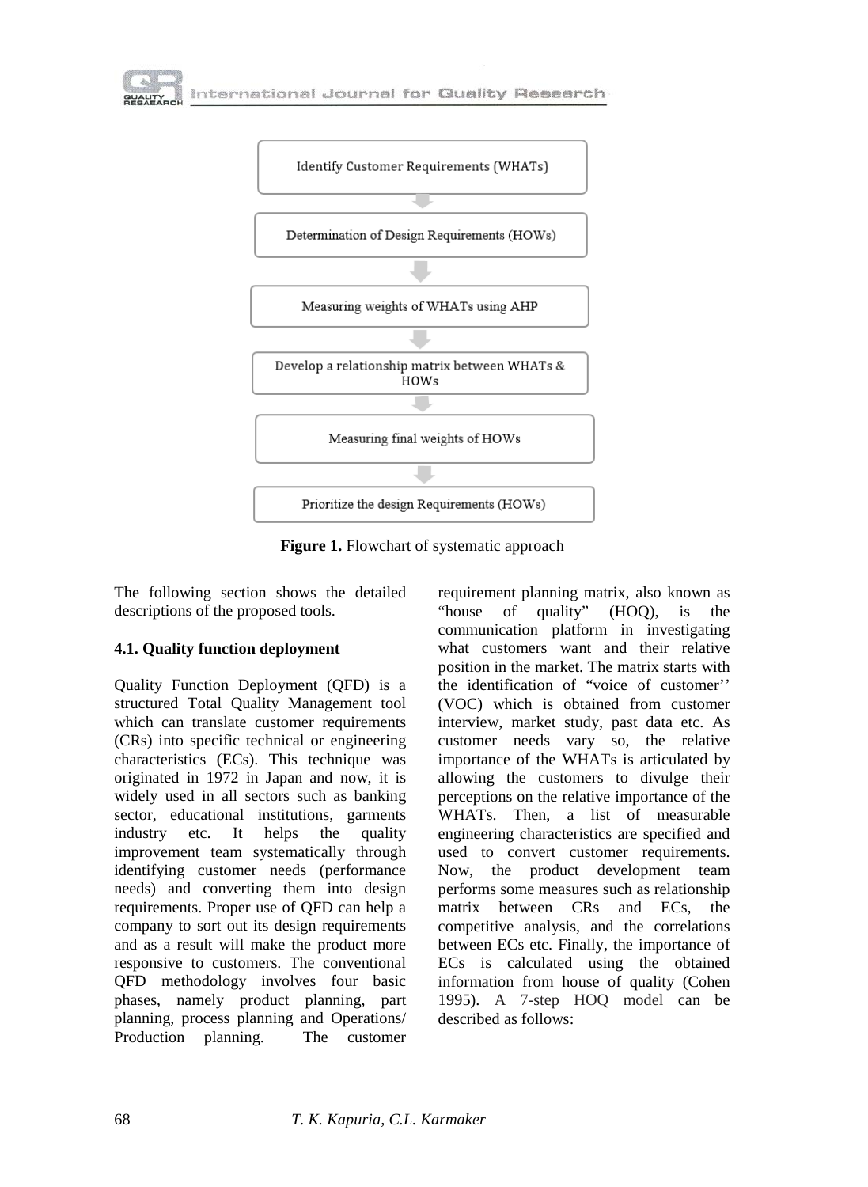Identify Customer Requirements (WHATs)

↓

Determination of Design Requirements (HOWs)

↓

Measuring weights of WHATs using AHP

↓

Develop a relationship matrix between WHATs & HOWs

↓

Measuring final weights of HOWs

↓

Prioritize the design Requirements (HOWs)

**Figure 1.** Flowchart of systematic approach

The following section shows the detailed descriptions of the proposed tools.

### 4.1. Quality function deployment

Quality Function Deployment (QFD) is a structured Total Quality Management tool which can translate customer requirements (CRs) into specific technical or engineering characteristics (ECs). This technique was originated in 1972 in Japan and now, it is widely used in all sectors such as banking sector, educational institutions, garments industry etc. It helps the quality improvement team systematically through identifying customer needs (performance needs) and converting them into design requirements. Proper use of QFD can help a company to sort out its design requirements and as a result will make the product more responsive to customers. The conventional QFD methodology involves four basic phases, namely product planning, part planning, process planning and Operations/ Production planning. The customer requirement planning matrix, also known as "house of quality" (HOQ), is the communication platform in investigating what customers want and their relative position in the market. The matrix starts with the identification of "voice of customer'' (VOC) which is obtained from customer interview, market study, past data etc. As customer needs vary so, the relative importance of the WHATs is articulated by allowing the customers to divulge their perceptions on the relative importance of the WHATs. Then, a list of measurable engineering characteristics are specified and used to convert customer requirements. Now, the product development team performs some measures such as relationship matrix between CRs and ECs, the competitive analysis, and the correlations between ECs etc. Finally, the importance of ECs is calculated using the obtained information from house of quality (Cohen 1995). A 7-step HOQ model can be described as follows: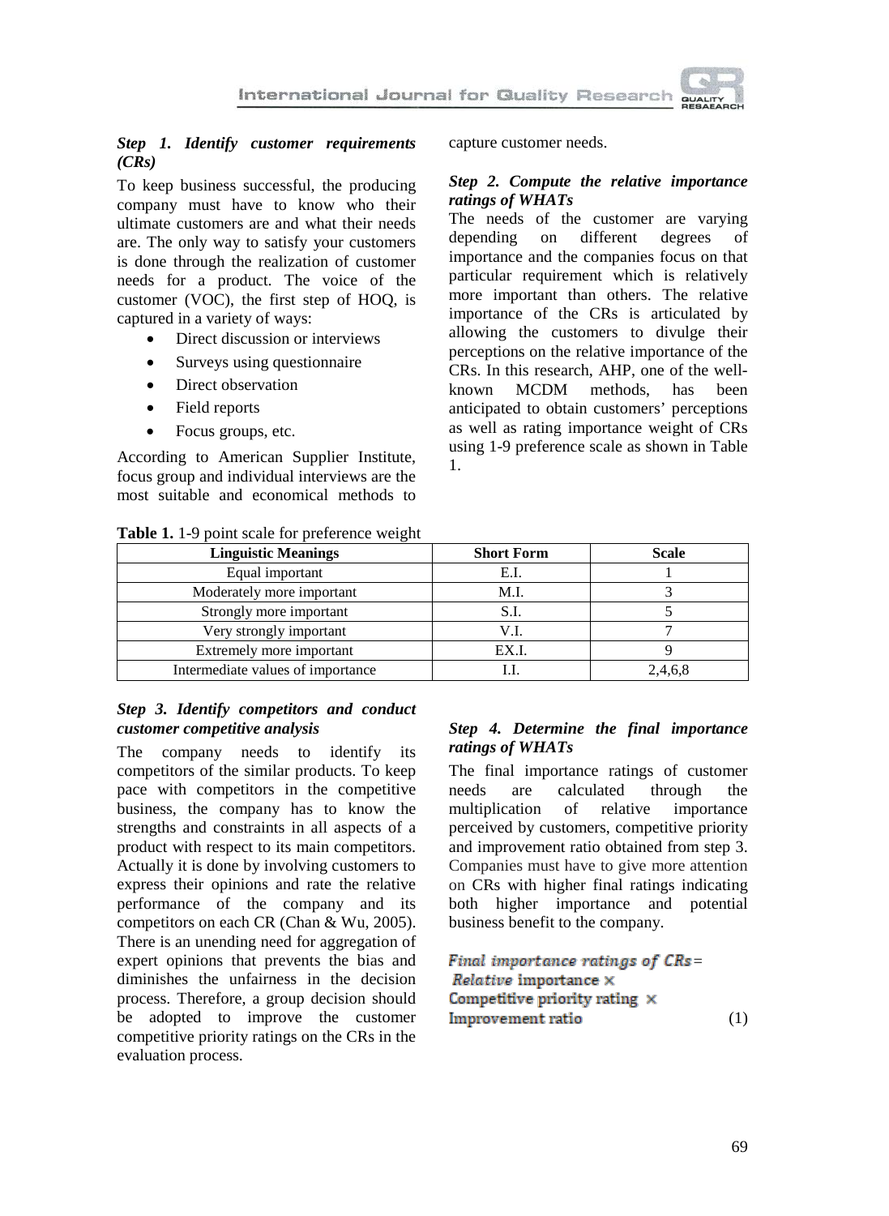### *Step 1. Identify customer requirements (CRs)*

To keep business successful, the producing company must have to know who their ultimate customers are and what their needs are. The only way to satisfy your customers is done through the realization of customer needs for a product. The voice of the customer (VOC), the first step of HOQ, is captured in a variety of ways:

- Direct discussion or interviews
- Surveys using questionnaire
- Direct observation
- Field reports
- Focus groups, etc.

According to American Supplier Institute, focus group and individual interviews are the most suitable and economical methods to capture customer needs.

### *Step 2. Compute the relative importance ratings of WHATs*

The needs of the customer are varying depending on different degrees of importance and the companies focus on that particular requirement which is relatively more important than others. The relative importance of the CRs is articulated by allowing the customers to divulge their perceptions on the relative importance of the CRs. In this research, AHP, one of the well-known MCDM methods, has been anticipated to obtain customers' perceptions as well as rating importance weight of CRs using 1-9 preference scale as shown in Table 1.

**Table 1.** 1-9 point scale for preference weight

| Linguistic Meanings | Short Form | Scale |
|---|---|---|
| Equal important | E.I. | 1 |
| Moderately more important | M.I. | 3 |
| Strongly more important | S.I. | 5 |
| Very strongly important | V.I. | 7 |
| Extremely more important | EX.I. | 9 |
| Intermediate values of importance | I.I. | 2,4,6,8 |

### *Step 3. Identify competitors and conduct customer competitive analysis*

The company needs to identify its competitors of the similar products. To keep pace with competitors in the competitive business, the company has to know the strengths and constraints in all aspects of a product with respect to its main competitors. Actually it is done by involving customers to express their opinions and rate the relative performance of the company and its competitors on each CR (Chan & Wu, 2005). There is an unending need for aggregation of expert opinions that prevents the bias and diminishes the unfairness in the decision process. Therefore, a group decision should be adopted to improve the customer competitive priority ratings on the CRs in the evaluation process.

### *Step 4. Determine the final importance ratings of WHATs*

The final importance ratings of customer needs are calculated through the multiplication of relative importance perceived by customers, competitive priority and improvement ratio obtained from step 3. Companies must have to give more attention on CRs with higher final ratings indicating both higher importance and potential business benefit to the company.

$$\textit{Final importance ratings of CRs} = \textit{Relative importance} \times \text{Competitive priority rating} \times \text{Improvement ratio} \tag{1}$$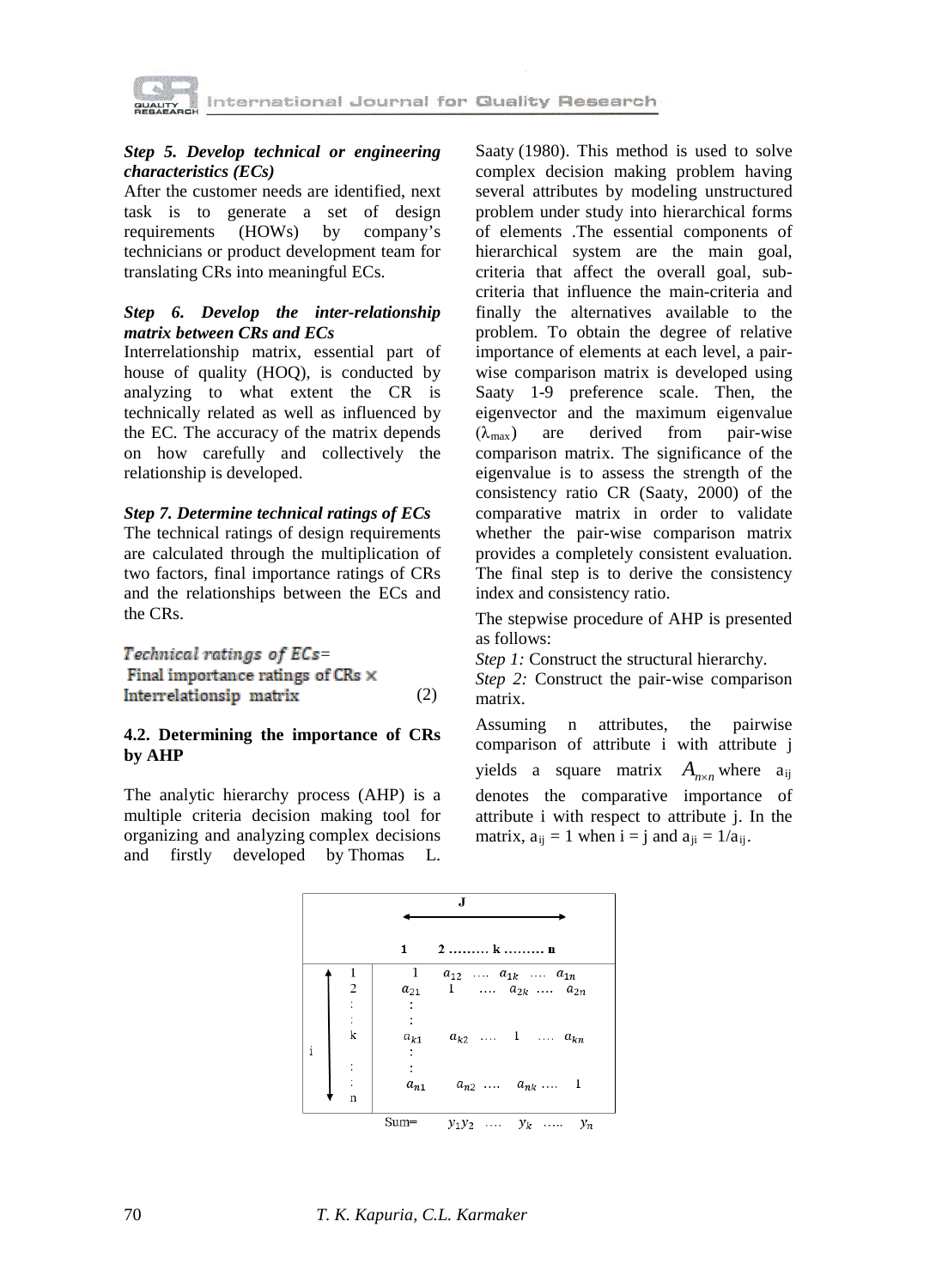***Step 5. Develop technical or engineering characteristics (ECs)***

After the customer needs are identified, next task is to generate a set of design requirements (HOWs) by company's technicians or product development team for translating CRs into meaningful ECs.

***Step 6. Develop the inter-relationship matrix between CRs and ECs***

Interrelationship matrix, essential part of house of quality (HOQ), is conducted by analyzing to what extent the CR is technically related as well as influenced by the EC. The accuracy of the matrix depends on how carefully and collectively the relationship is developed.

***Step 7. Determine technical ratings of ECs***

The technical ratings of design requirements are calculated through the multiplication of two factors, final importance ratings of CRs and the relationships between the ECs and the CRs.

$$\text{Technical ratings of ECs} = \text{Final importance ratings of CRs} \times \text{Interrelationsip matrix} \quad (2)$$

**4.2. Determining the importance of CRs by AHP**

The analytic hierarchy process (AHP) is a multiple criteria decision making tool for organizing and analyzing complex decisions and firstly developed by Thomas L. Saaty (1980). This method is used to solve complex decision making problem having several attributes by modeling unstructured problem under study into hierarchical forms of elements .The essential components of hierarchical system are the main goal, criteria that affect the overall goal, sub-criteria that influence the main-criteria and finally the alternatives available to the problem. To obtain the degree of relative importance of elements at each level, a pair-wise comparison matrix is developed using Saaty 1-9 preference scale. Then, the eigenvector and the maximum eigenvalue ($\lambda_{max}$) are derived from pair-wise comparison matrix. The significance of the eigenvalue is to assess the strength of the consistency ratio CR (Saaty, 2000) of the comparative matrix in order to validate whether the pair-wise comparison matrix provides a completely consistent evaluation. The final step is to derive the consistency index and consistency ratio.

The stepwise procedure of AHP is presented as follows:

*Step 1:* Construct the structural hierarchy.

*Step 2:* Construct the pair-wise comparison matrix.

Assuming n attributes, the pairwise comparison of attribute i with attribute j yields a square matrix $A_{n\times n}$ where $a_{ij}$ denotes the comparative importance of attribute i with respect to attribute j. In the matrix, $a_{ij} = 1$ when i = j and $a_{ji} = 1/a_{ij}$.

| i \ J | 1 | 2 | …. | k | …. | n |
|---|---|---|---|---|---|---|
| 1 | 1 | $a_{12}$ | …. | $a_{1k}$ | …. | $a_{1n}$ |
| 2 | $a_{21}$ | 1 | …. | $a_{2k}$ | …. | $a_{2n}$ |
| : | : | | | | | |
| k | $a_{k1}$ | $a_{k2}$ | …. | 1 | …. | $a_{kn}$ |
| : | : | | | | | |
| n | $a_{n1}$ | $a_{n2}$ | …. | $a_{nk}$ | …. | 1 |
| Sum= | $y_1$ | $y_2$ | …. | $y_k$ | ….. | $y_n$ |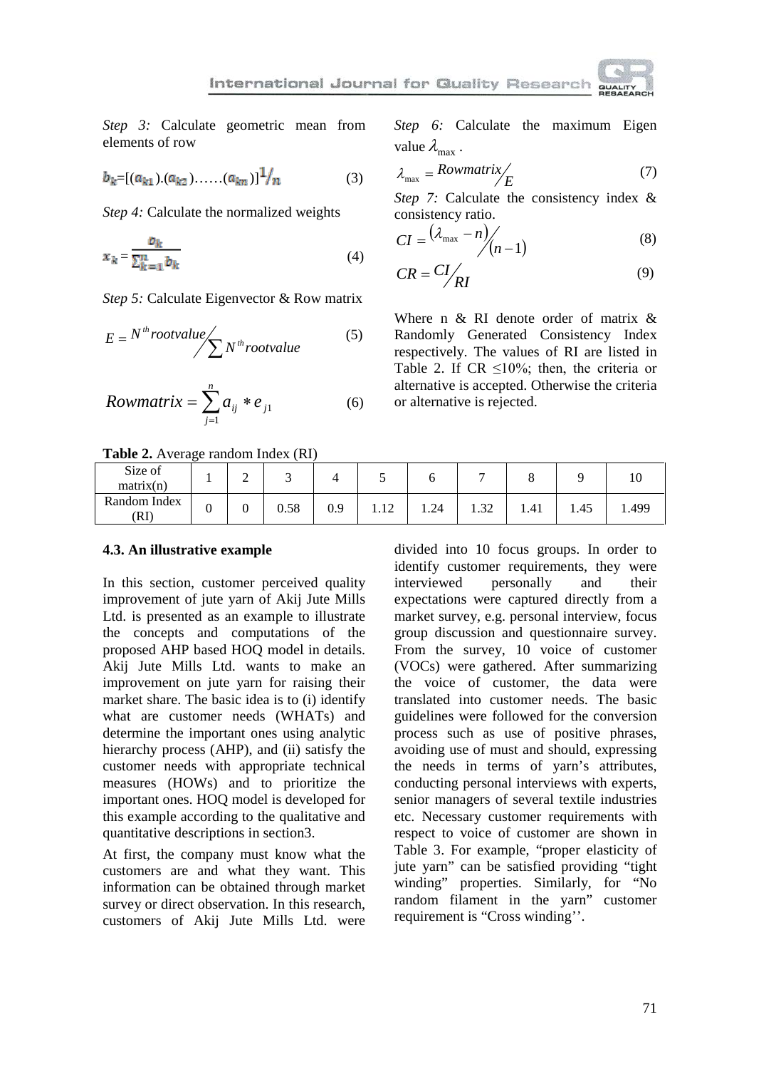*Step 3:* Calculate geometric mean from elements of row

$$b_k=[(a_{k1}).(a_{k2})\ldots\ldots(a_{kn})]^{1/n} \quad (3)$$

*Step 4:* Calculate the normalized weights

$$x_k = \frac{b_k}{\sum_{k=1}^{n} b_k} \quad (4)$$

*Step 5:* Calculate Eigenvector & Row matrix

$$E = N^{th} rootvalue \Big/ \sum N^{th} rootvalue \quad (5)$$

$$Rowmatrix = \sum_{j=1}^{n} a_{ij} * e_{j1} \quad (6)$$

*Step 6:* Calculate the maximum Eigen value $\lambda_{\max}$.

$$\lambda_{\max} = Rowmatrix \Big/ E \quad (7)$$

*Step 7:* Calculate the consistency index & consistency ratio.

$$CI = (\lambda_{\max} - n) \Big/ (n-1) \quad (8)$$

$$CR = CI \Big/ RI \quad (9)$$

Where n & RI denote order of matrix & Randomly Generated Consistency Index respectively. The values of RI are listed in Table 2. If CR ≤10%; then, the criteria or alternative is accepted. Otherwise the criteria or alternative is rejected.

**Table 2.** Average random Index (RI)

| Size of matrix(n) | 1 | 2 | 3 | 4 | 5 | 6 | 7 | 8 | 9 | 10 |
|---|---|---|---|---|---|---|---|---|---|---|
| Random Index (RI) | 0 | 0 | 0.58 | 0.9 | 1.12 | 1.24 | 1.32 | 1.41 | 1.45 | 1.499 |

### 4.3. An illustrative example

In this section, customer perceived quality improvement of jute yarn of Akij Jute Mills Ltd. is presented as an example to illustrate the concepts and computations of the proposed AHP based HOQ model in details. Akij Jute Mills Ltd. wants to make an improvement on jute yarn for raising their market share. The basic idea is to (i) identify what are customer needs (WHATs) and determine the important ones using analytic hierarchy process (AHP), and (ii) satisfy the customer needs with appropriate technical measures (HOWs) and to prioritize the important ones. HOQ model is developed for this example according to the qualitative and quantitative descriptions in section3.

At first, the company must know what the customers are and what they want. This information can be obtained through market survey or direct observation. In this research, customers of Akij Jute Mills Ltd. were divided into 10 focus groups. In order to identify customer requirements, they were interviewed personally and their expectations were captured directly from a market survey, e.g. personal interview, focus group discussion and questionnaire survey. From the survey, 10 voice of customer (VOCs) were gathered. After summarizing the voice of customer, the data were translated into customer needs. The basic guidelines were followed for the conversion process such as use of positive phrases, avoiding use of must and should, expressing the needs in terms of yarn's attributes, conducting personal interviews with experts, senior managers of several textile industries etc. Necessary customer requirements with respect to voice of customer are shown in Table 3. For example, "proper elasticity of jute yarn" can be satisfied providing "tight winding" properties. Similarly, for "No random filament in the yarn" customer requirement is "Cross winding''.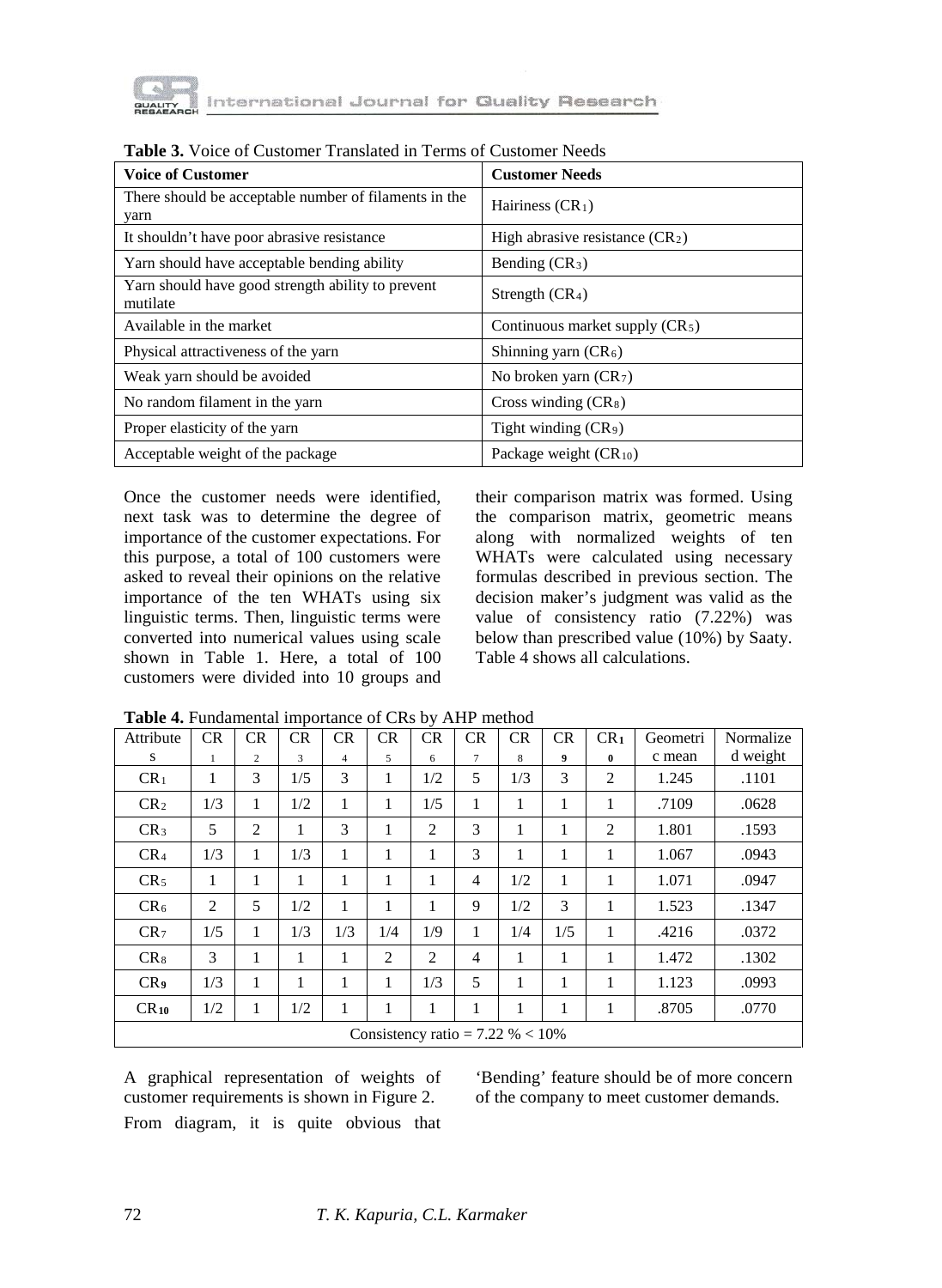**Table 3.** Voice of Customer Translated in Terms of Customer Needs

| Voice of Customer | Customer Needs |
| --- | --- |
| There should be acceptable number of filaments in the yarn | Hairiness ($CR_1$) |
| It shouldn't have poor abrasive resistance | High abrasive resistance ($CR_2$) |
| Yarn should have acceptable bending ability | Bending ($CR_3$) |
| Yarn should have good strength ability to prevent mutilate | Strength ($CR_4$) |
| Available in the market | Continuous market supply ($CR_5$) |
| Physical attractiveness of the yarn | Shinning yarn ($CR_6$) |
| Weak yarn should be avoided | No broken yarn ($CR_7$) |
| No random filament in the yarn | Cross winding ($CR_8$) |
| Proper elasticity of the yarn | Tight winding ($CR_9$) |
| Acceptable weight of the package | Package weight ($CR_{10}$) |

Once the customer needs were identified, next task was to determine the degree of importance of the customer expectations. For this purpose, a total of 100 customers were asked to reveal their opinions on the relative importance of the ten WHATs using six linguistic terms. Then, linguistic terms were converted into numerical values using scale shown in Table 1. Here, a total of 100 customers were divided into 10 groups and their comparison matrix was formed. Using the comparison matrix, geometric means along with normalized weights of ten WHATs were calculated using necessary formulas described in previous section. The decision maker's judgment was valid as the value of consistency ratio (7.22%) was below than prescribed value (10%) by Saaty. Table 4 shows all calculations.

**Table 4.** Fundamental importance of CRs by AHP method

| Attributes | $CR_1$ | $CR_2$ | $CR_3$ | $CR_4$ | $CR_5$ | $CR_6$ | $CR_7$ | $CR_8$ | $CR_9$ | $CR_{10}$ | Geometric mean | Normalized weight |
| --- | --- | --- | --- | --- | --- | --- | --- | --- | --- | --- | --- | --- |
| $CR_1$ | 1 | 3 | 1/5 | 3 | 1 | 1/2 | 5 | 1/3 | 3 | 2 | 1.245 | .1101 |
| $CR_2$ | 1/3 | 1 | 1/2 | 1 | 1 | 1/5 | 1 | 1 | 1 | 1 | .7109 | .0628 |
| $CR_3$ | 5 | 2 | 1 | 3 | 1 | 2 | 3 | 1 | 1 | 2 | 1.801 | .1593 |
| $CR_4$ | 1/3 | 1 | 1/3 | 1 | 1 | 1 | 3 | 1 | 1 | 1 | 1.067 | .0943 |
| $CR_5$ | 1 | 1 | 1 | 1 | 1 | 1 | 4 | 1/2 | 1 | 1 | 1.071 | .0947 |
| $CR_6$ | 2 | 5 | 1/2 | 1 | 1 | 1 | 9 | 1/2 | 3 | 1 | 1.523 | .1347 |
| $CR_7$ | 1/5 | 1 | 1/3 | 1/3 | 1/4 | 1/9 | 1 | 1/4 | 1/5 | 1 | .4216 | .0372 |
| $CR_8$ | 3 | 1 | 1 | 1 | 2 | 2 | 4 | 1 | 1 | 1 | 1.472 | .1302 |
| $CR_9$ | 1/3 | 1 | 1 | 1 | 1 | 1/3 | 5 | 1 | 1 | 1 | 1.123 | .0993 |
| $CR_{10}$ | 1/2 | 1 | 1/2 | 1 | 1 | 1 | 1 | 1 | 1 | 1 | .8705 | .0770 |
| Consistency ratio = 7.22 % < 10% | | | | | | | | | | | | |

A graphical representation of weights of customer requirements is shown in Figure 2. From diagram, it is quite obvious that 'Bending' feature should be of more concern of the company to meet customer demands.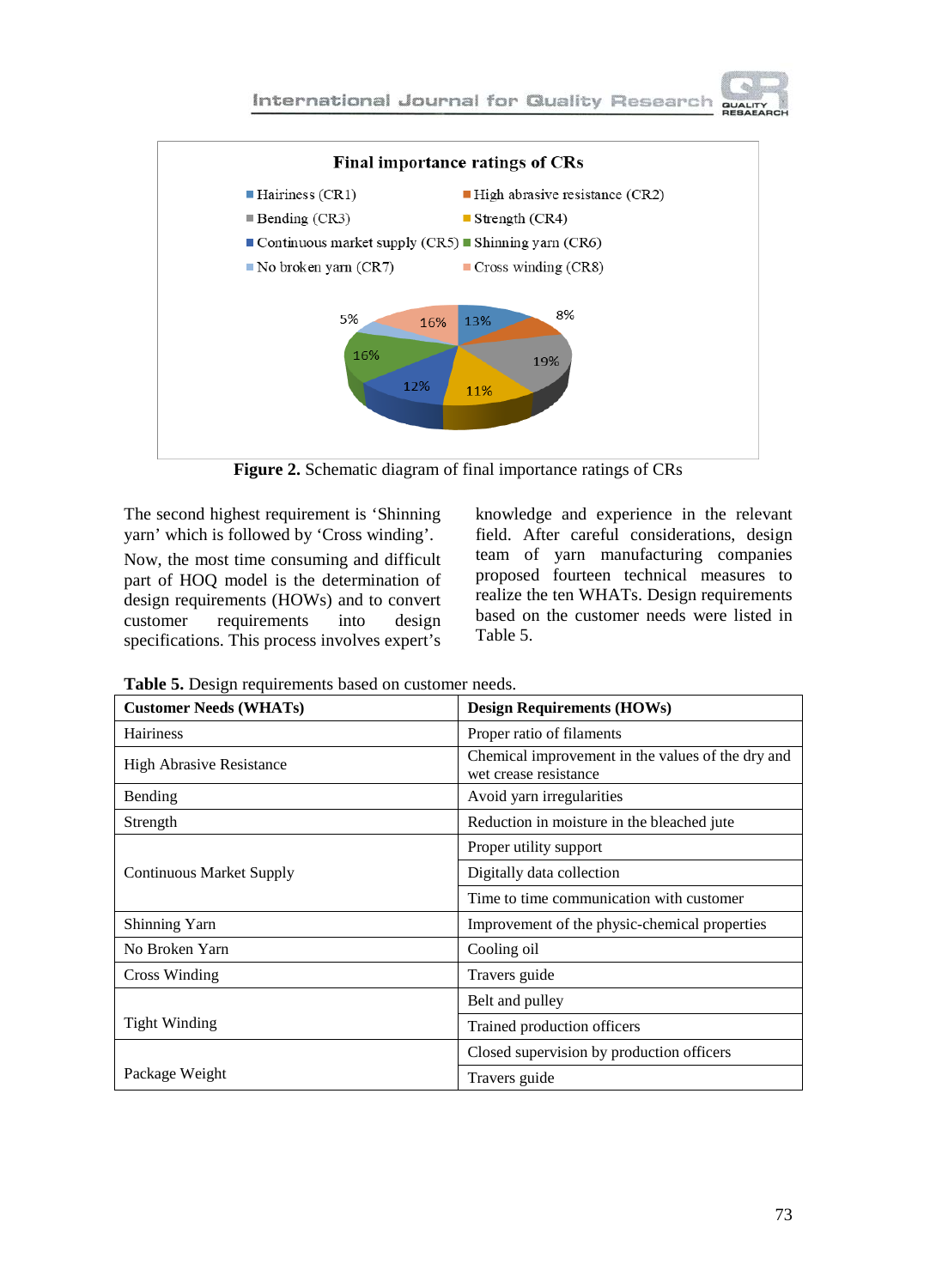Figure 2. Schematic diagram of final importance ratings of CRs

The second highest requirement is 'Shinning yarn' which is followed by 'Cross winding'. Now, the most time consuming and difficult part of HOQ model is the determination of design requirements (HOWs) and to convert customer requirements into design specifications. This process involves expert's knowledge and experience in the relevant field. After careful considerations, design team of yarn manufacturing companies proposed fourteen technical measures to realize the ten WHATs. Design requirements based on the customer needs were listed in Table 5.

**Table 5.** Design requirements based on customer needs.

| Customer Needs (WHATs) | Design Requirements (HOWs) |
|---|---|
| Hairiness | Proper ratio of filaments |
| High Abrasive Resistance | Chemical improvement in the values of the dry and wet crease resistance |
| Bending | Avoid yarn irregularities |
| Strength | Reduction in moisture in the bleached jute |
| Continuous Market Supply | Proper utility support |
| | Digitally data collection |
| | Time to time communication with customer |
| Shinning Yarn | Improvement of the physic-chemical properties |
| No Broken Yarn | Cooling oil |
| Cross Winding | Travers guide |
| Tight Winding | Belt and pulley |
| | Trained production officers |
| Package Weight | Closed supervision by production officers |
| | Travers guide |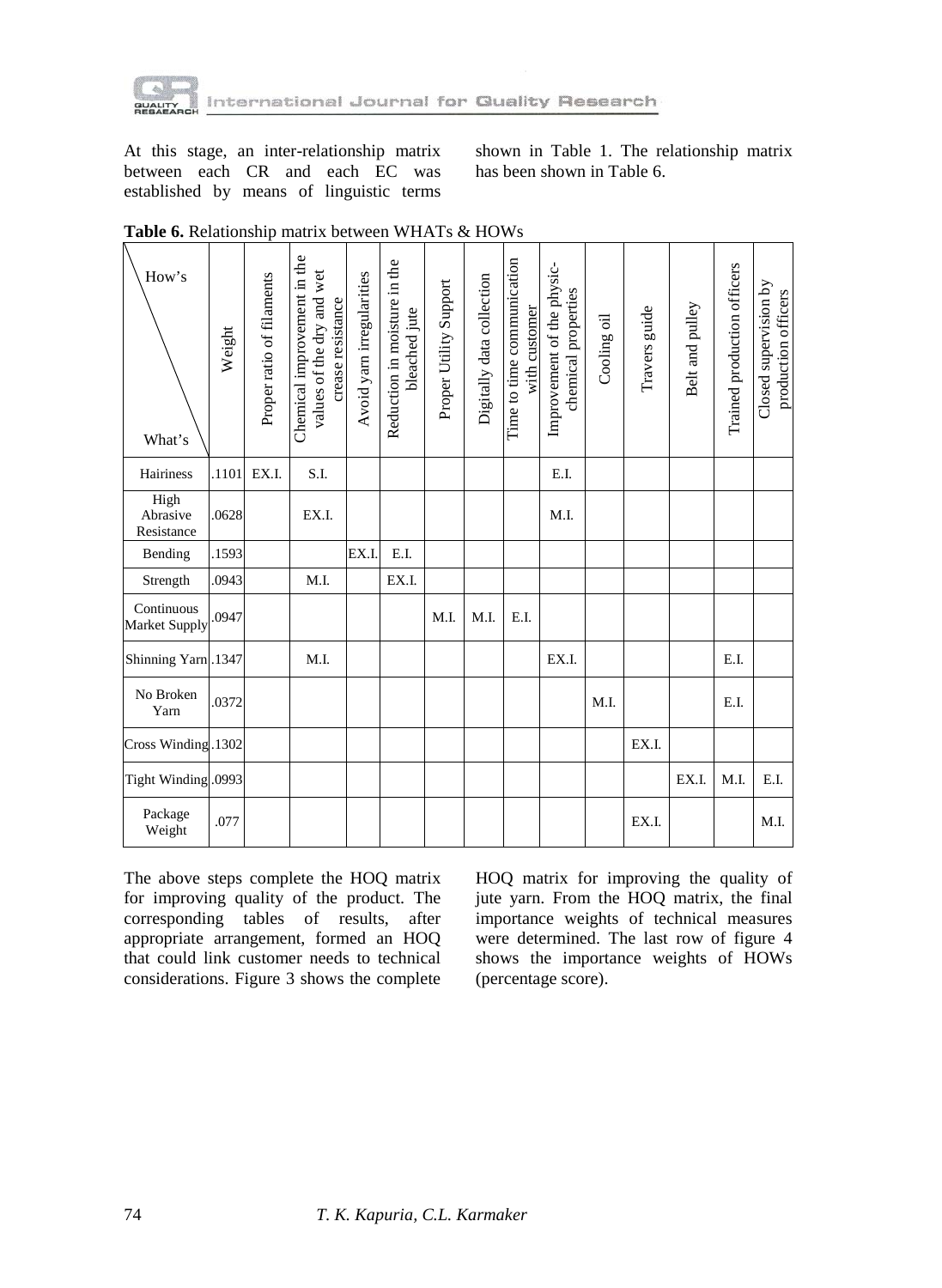At this stage, an inter-relationship matrix between each CR and each EC was established by means of linguistic terms shown in Table 1. The relationship matrix has been shown in Table 6.

**Table 6.** Relationship matrix between WHATs & HOWs

| How's / What's | Weight | Proper ratio of filaments | Chemical improvement in the values of the dry and wet crease resistance | Avoid yarn irregularities | Reduction in moisture in the bleached jute | Proper Utility Support | Digitally data collection | Time to time communication with customer | Improvement of the physic-chemical properties | Cooling oil | Travers guide | Belt and pulley | Trained production officers | Closed supervision by production officers |
|---|---|---|---|---|---|---|---|---|---|---|---|---|---|---|
| Hairiness | .1101 | EX.I. | S.I. | | | | | | E.I. | | | | | |
| High Abrasive Resistance | .0628 | | EX.I. | | | | | | M.I. | | | | | |
| Bending | .1593 | | | EX.I. | E.I. | | | | | | | | | |
| Strength | .0943 | | M.I. | | EX.I. | | | | | | | | | |
| Continuous Market Supply | .0947 | | | | | M.I. | M.I. | E.I. | | | | | | |
| Shinning Yarn | .1347 | | M.I. | | | | | | EX.I. | | | | E.I. | |
| No Broken Yarn | .0372 | | | | | | | | | M.I. | | | E.I. | |
| Cross Winding | .1302 | | | | | | | | | | EX.I. | | | |
| Tight Winding | .0993 | | | | | | | | | | | EX.I. | M.I. | E.I. |
| Package Weight | .077 | | | | | | | | | | EX.I. | | | M.I. |

The above steps complete the HOQ matrix for improving quality of the product. The corresponding tables of results, after appropriate arrangement, formed an HOQ that could link customer needs to technical considerations. Figure 3 shows the complete HOQ matrix for improving the quality of jute yarn. From the HOQ matrix, the final importance weights of technical measures were determined. The last row of figure 4 shows the importance weights of HOWs (percentage score).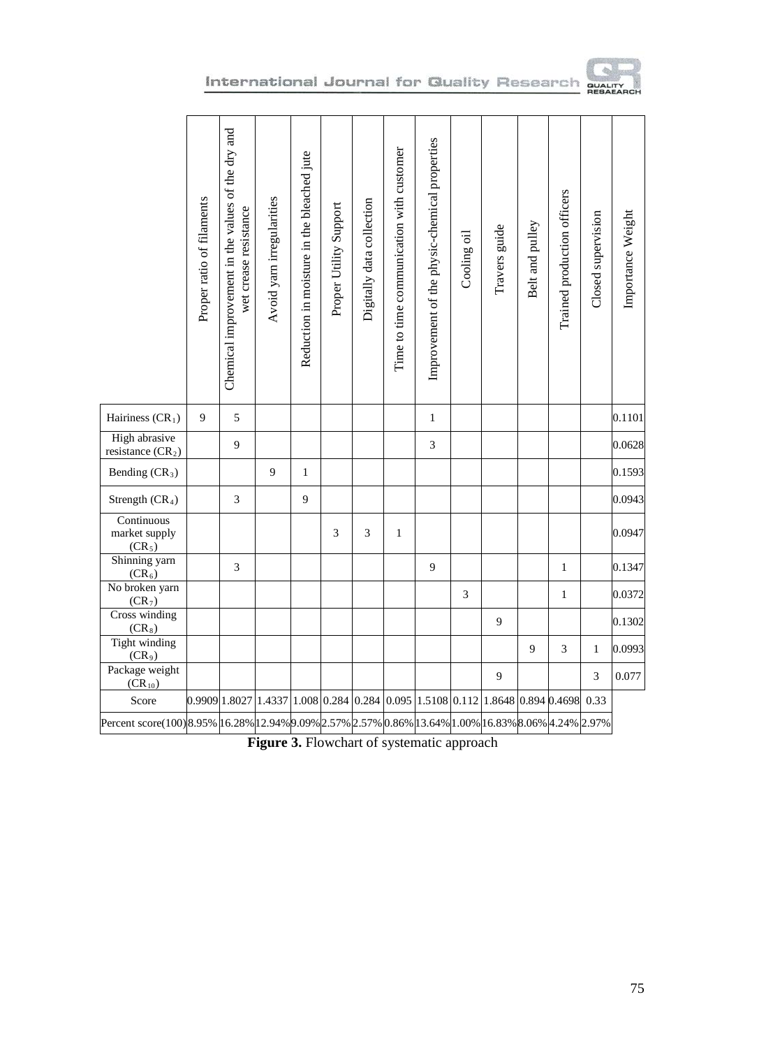| | Proper ratio of filaments | Chemical improvement in the values of the dry and wet crease resistance | Avoid yarn irregularities | Reduction in moisture in the bleached jute | Proper Utility Support | Digitally data collection | Time to time communication with customer | Improvement of the physic-chemical properties | Cooling oil | Travers guide | Belt and pulley | Trained production officers | Closed supervision | Importance Weight |
|---|---|---|---|---|---|---|---|---|---|---|---|---|---|---|
| Hairiness ($CR_1$) | 9 | 5 | | | | | | 1 | | | | | | 0.1101 |
| High abrasive resistance ($CR_2$) | | 9 | | | | | | 3 | | | | | | 0.0628 |
| Bending ($CR_3$) | | | 9 | 1 | | | | | | | | | | 0.1593 |
| Strength ($CR_4$) | | 3 | | 9 | | | | | | | | | | 0.0943 |
| Continuous market supply ($CR_5$) | | | | | 3 | 3 | 1 | | | | | | | 0.0947 |
| Shinning yarn ($CR_6$) | | 3 | | | | | | 9 | | | | 1 | | 0.1347 |
| No broken yarn ($CR_7$) | | | | | | | | | 3 | | | 1 | | 0.0372 |
| Cross winding ($CR_8$) | | | | | | | | | | 9 | | | | 0.1302 |
| Tight winding ($CR_9$) | | | | | | | | | | | 9 | 3 | 1 | 0.0993 |
| Package weight ($CR_{10}$) | | | | | | | | | | 9 | | | 3 | 0.077 |
| Score | 0.9909 | 1.8027 | 1.4337 | 1.008 | 0.284 | 0.284 | 0.095 | 1.5108 | 0.112 | 1.8648 | 0.894 | 0.4698 | 0.33 | |
| Percent score(100) | 8.95% | 16.28% | 12.94% | 9.09% | 2.57% | 2.57% | 0.86% | 13.64% | 1.00% | 16.83% | 8.06% | 4.24% | 2.97% | |

**Figure 3.** Flowchart of systematic approach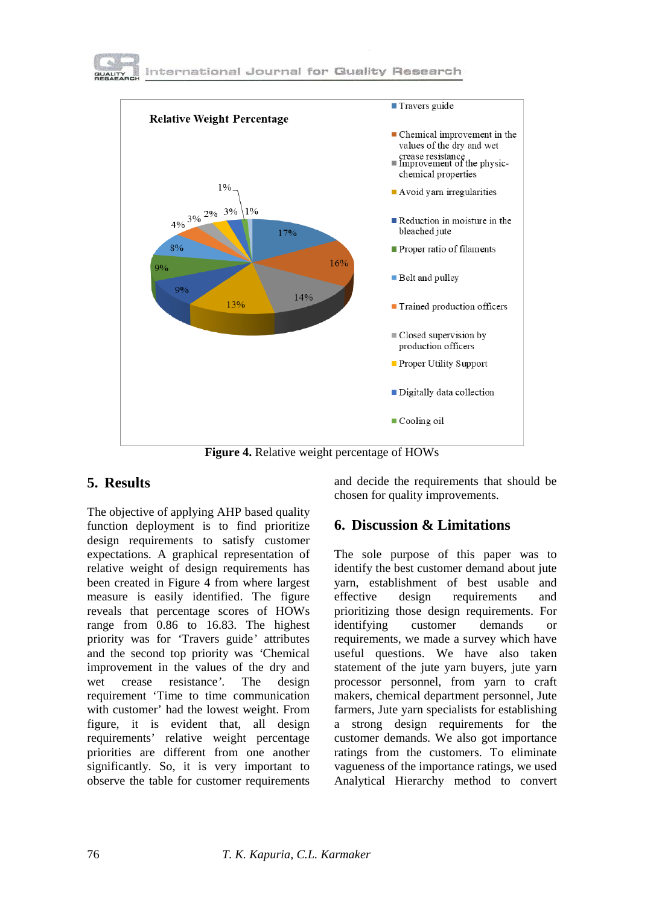Relative Weight Percentage

- Travers guide
- Chemical improvement in the values of the dry and wet crease resistance
- Improvement of the physic-chemical properties
- Avoid yarn irregularities
- Reduction in moisture in the bleached jute
- Proper ratio of filaments
- Belt and pulley
- Trained production officers
- Closed supervision by production officers
- Proper Utility Support
- Digitally data collection
- Cooling oil

17%, 16%, 14%, 13%, 9%, 9%, 8%, 4%, 3%, 2%, 3%, 1%, 1%

**Figure 4.** Relative weight percentage of HOWs

## 5. Results

The objective of applying AHP based quality function deployment is to find prioritize design requirements to satisfy customer expectations. A graphical representation of relative weight of design requirements has been created in Figure 4 from where largest measure is easily identified. The figure reveals that percentage scores of HOWs range from 0.86 to 16.83. The highest priority was for 'Travers guide' attributes and the second top priority was 'Chemical improvement in the values of the dry and wet crease resistance'. The design requirement 'Time to time communication with customer' had the lowest weight. From figure, it is evident that, all design requirements' relative weight percentage priorities are different from one another significantly. So, it is very important to observe the table for customer requirements and decide the requirements that should be chosen for quality improvements.

## 6. Discussion & Limitations

The sole purpose of this paper was to identify the best customer demand about jute yarn, establishment of best usable and effective design requirements and prioritizing those design requirements. For identifying customer demands or requirements, we made a survey which have useful questions. We have also taken statement of the jute yarn buyers, jute yarn processor personnel, from yarn to craft makers, chemical department personnel, Jute farmers, Jute yarn specialists for establishing a strong design requirements for the customer demands. We also got importance ratings from the customers. To eliminate vagueness of the importance ratings, we used Analytical Hierarchy method to convert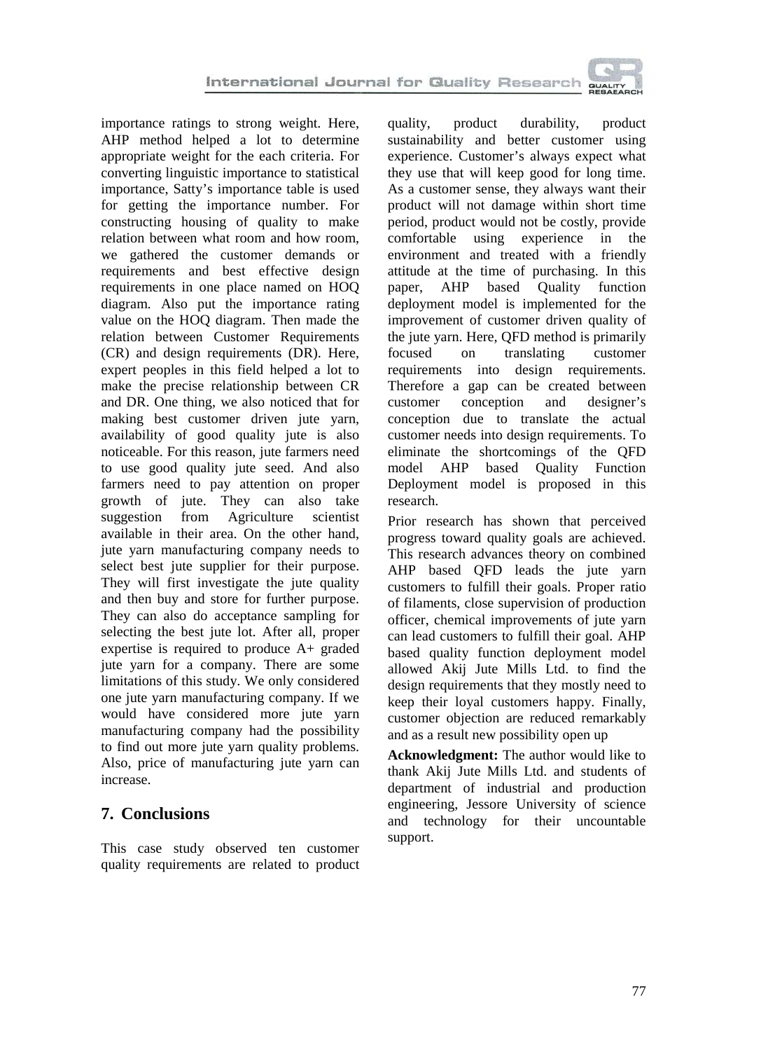importance ratings to strong weight. Here, AHP method helped a lot to determine appropriate weight for the each criteria. For converting linguistic importance to statistical importance, Satty's importance table is used for getting the importance number. For constructing housing of quality to make relation between what room and how room, we gathered the customer demands or requirements and best effective design requirements in one place named on HOQ diagram. Also put the importance rating value on the HOQ diagram. Then made the relation between Customer Requirements (CR) and design requirements (DR). Here, expert peoples in this field helped a lot to make the precise relationship between CR and DR. One thing, we also noticed that for making best customer driven jute yarn, availability of good quality jute is also noticeable. For this reason, jute farmers need to use good quality jute seed. And also farmers need to pay attention on proper growth of jute. They can also take suggestion from Agriculture scientist available in their area. On the other hand, jute yarn manufacturing company needs to select best jute supplier for their purpose. They will first investigate the jute quality and then buy and store for further purpose. They can also do acceptance sampling for selecting the best jute lot. After all, proper expertise is required to produce A+ graded jute yarn for a company. There are some limitations of this study. We only considered one jute yarn manufacturing company. If we would have considered more jute yarn manufacturing company had the possibility to find out more jute yarn quality problems. Also, price of manufacturing jute yarn can increase.

## 7. Conclusions

This case study observed ten customer quality requirements are related to product quality, product durability, product sustainability and better customer using experience. Customer's always expect what they use that will keep good for long time. As a customer sense, they always want their product will not damage within short time period, product would not be costly, provide comfortable using experience in the environment and treated with a friendly attitude at the time of purchasing. In this paper, AHP based Quality function deployment model is implemented for the improvement of customer driven quality of the jute yarn. Here, QFD method is primarily focused on translating customer requirements into design requirements. Therefore a gap can be created between customer conception and designer's conception due to translate the actual customer needs into design requirements. To eliminate the shortcomings of the QFD model AHP based Quality Function Deployment model is proposed in this research.

Prior research has shown that perceived progress toward quality goals are achieved. This research advances theory on combined AHP based QFD leads the jute yarn customers to fulfill their goals. Proper ratio of filaments, close supervision of production officer, chemical improvements of jute yarn can lead customers to fulfill their goal. AHP based quality function deployment model allowed Akij Jute Mills Ltd. to find the design requirements that they mostly need to keep their loyal customers happy. Finally, customer objection are reduced remarkably and as a result new possibility open up

**Acknowledgment:** The author would like to thank Akij Jute Mills Ltd. and students of department of industrial and production engineering, Jessore University of science and technology for their uncountable support.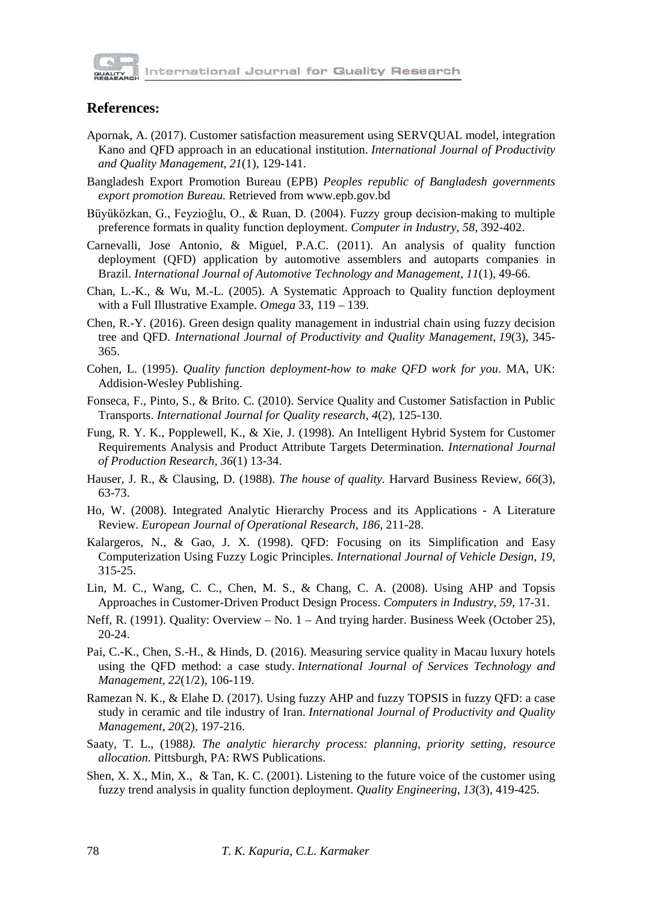## References:

Apornak, A. (2017). Customer satisfaction measurement using SERVQUAL model, integration Kano and QFD approach in an educational institution. *International Journal of Productivity and Quality Management*, *21*(1), 129-141.

Bangladesh Export Promotion Bureau (EPB) *Peoples republic of Bangladesh governments export promotion Bureau.* Retrieved from www.epb.gov.bd

Büyüközkan, G., Feyzioğlu, O., & Ruan, D. (2004). Fuzzy group decision-making to multiple preference formats in quality function deployment. *Computer in Industry, 58*, 392-402.

Carnevalli, Jose Antonio, & Miguel, P.A.C. (2011). An analysis of quality function deployment (QFD) application by automotive assemblers and autoparts companies in Brazil. *International Journal of Automotive Technology and Management*, *11*(1), 49-66.

Chan, L.-K., & Wu, M.-L. (2005). A Systematic Approach to Quality function deployment with a Full Illustrative Example. *Omega* 33, 119 – 139.

Chen, R.-Y. (2016). Green design quality management in industrial chain using fuzzy decision tree and QFD. *International Journal of Productivity and Quality Management*, *19*(3), 345-365.

Cohen, L. (1995). *Quality function deployment-how to make QFD work for you*. MA, UK: Addision-Wesley Publishing.

Fonseca, F., Pinto, S., & Brito. C. (2010). Service Quality and Customer Satisfaction in Public Transports. *International Journal for Quality research*, *4*(2), 125-130.

Fung, R. Y. K., Popplewell, K., & Xie, J. (1998). An Intelligent Hybrid System for Customer Requirements Analysis and Product Attribute Targets Determination. *International Journal of Production Research*, *36*(1) 13-34.

Hauser, J. R., & Clausing, D. (1988). *The house of quality*. Harvard Business Review, *66*(3), 63-73.

Ho, W. (2008). Integrated Analytic Hierarchy Process and its Applications - A Literature Review. *European Journal of Operational Research*, *186*, 211-28.

Kalargeros, N., & Gao, J. X. (1998). QFD: Focusing on its Simplification and Easy Computerization Using Fuzzy Logic Principles. *International Journal of Vehicle Design*, *19*, 315-25.

Lin, M. C., Wang, C. C., Chen, M. S., & Chang, C. A. (2008). Using AHP and Topsis Approaches in Customer-Driven Product Design Process. *Computers in Industry*, *59*, 17-31.

Neff, R. (1991). Quality: Overview – No. 1 – And trying harder. Business Week (October 25), 20-24.

Pai, C.-K., Chen, S.-H., & Hinds, D. (2016). Measuring service quality in Macau luxury hotels using the QFD method: a case study. *International Journal of Services Technology and Management*, *22*(1/2), 106-119.

Ramezan N. K., & Elahe D. (2017). Using fuzzy AHP and fuzzy TOPSIS in fuzzy QFD: a case study in ceramic and tile industry of Iran. *International Journal of Productivity and Quality Management*, *20*(2), 197-216.

Saaty, T. L., (1988*). The analytic hierarchy process: planning, priority setting, resource allocation.* Pittsburgh, PA: RWS Publications.

Shen, X. X., Min, X., & Tan, K. C. (2001). Listening to the future voice of the customer using fuzzy trend analysis in quality function deployment. *Quality Engineering*, *13*(3), 419-425.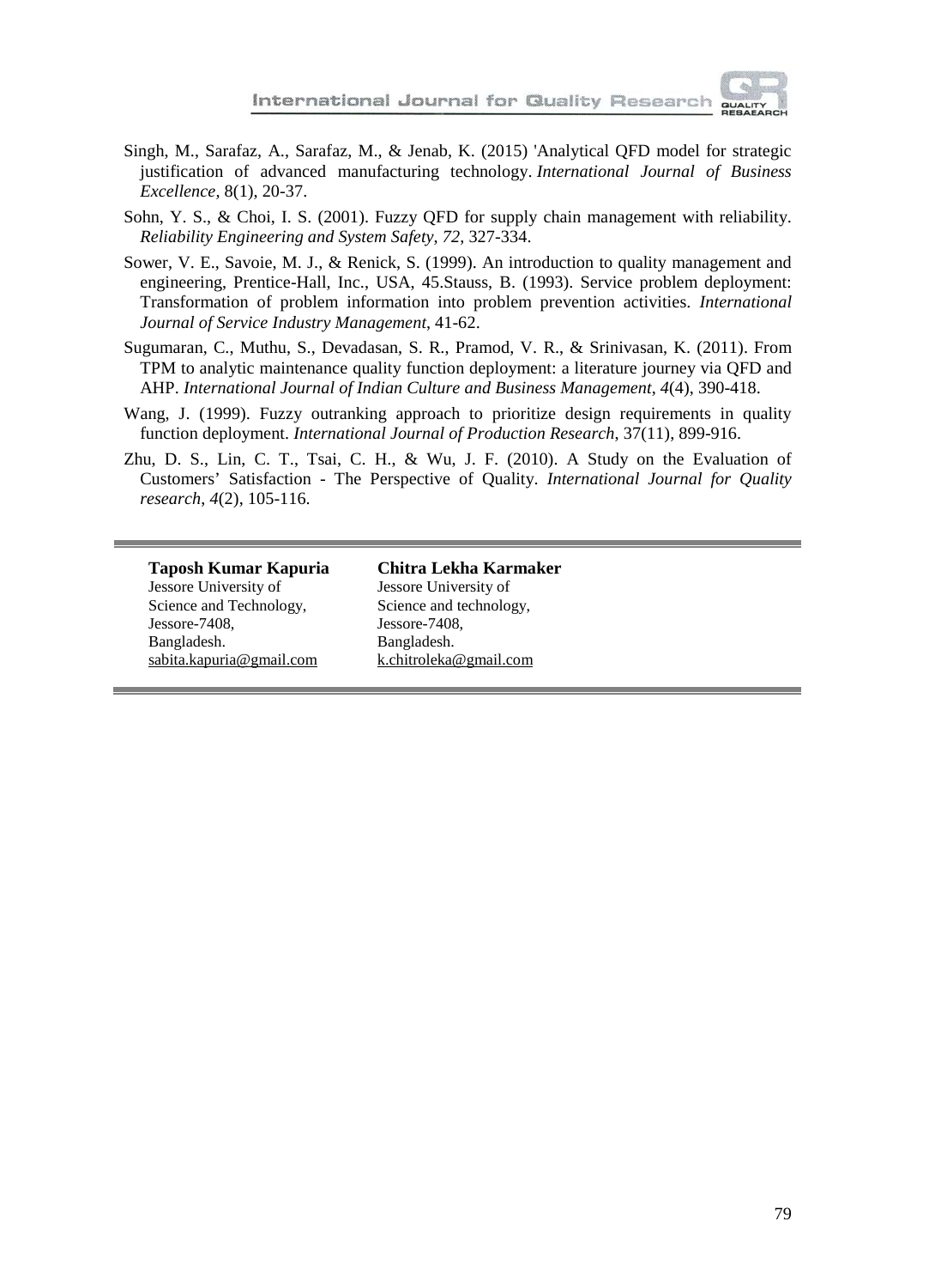Singh, M., Sarafaz, A., Sarafaz, M., & Jenab, K. (2015) 'Analytical QFD model for strategic justification of advanced manufacturing technology. *International Journal of Business Excellence*, 8(1), 20-37.

Sohn, Y. S., & Choi, I. S. (2001). Fuzzy QFD for supply chain management with reliability. *Reliability Engineering and System Safety*, *72*, 327-334.

Sower, V. E., Savoie, M. J., & Renick, S. (1999). An introduction to quality management and engineering, Prentice-Hall, Inc., USA, 45.Stauss, B. (1993). Service problem deployment: Transformation of problem information into problem prevention activities. *International Journal of Service Industry Management*, 41-62.

Sugumaran, C., Muthu, S., Devadasan, S. R., Pramod, V. R., & Srinivasan, K. (2011). From TPM to analytic maintenance quality function deployment: a literature journey via QFD and AHP. *International Journal of Indian Culture and Business Management*, *4*(4), 390-418.

Wang, J. (1999). Fuzzy outranking approach to prioritize design requirements in quality function deployment. *International Journal of Production Research*, 37(11), 899-916.

Zhu, D. S., Lin, C. T., Tsai, C. H., & Wu, J. F. (2010). A Study on the Evaluation of Customers' Satisfaction - The Perspective of Quality. *International Journal for Quality research*, *4*(2), 105-116.

---

**Taposh Kumar Kapuria**
Jessore University of
Science and Technology,
Jessore-7408,
Bangladesh.
sabita.kapuria@gmail.com

**Chitra Lekha Karmaker**
Jessore University of
Science and technology,
Jessore-7408,
Bangladesh.
k.chitroleka@gmail.com

---